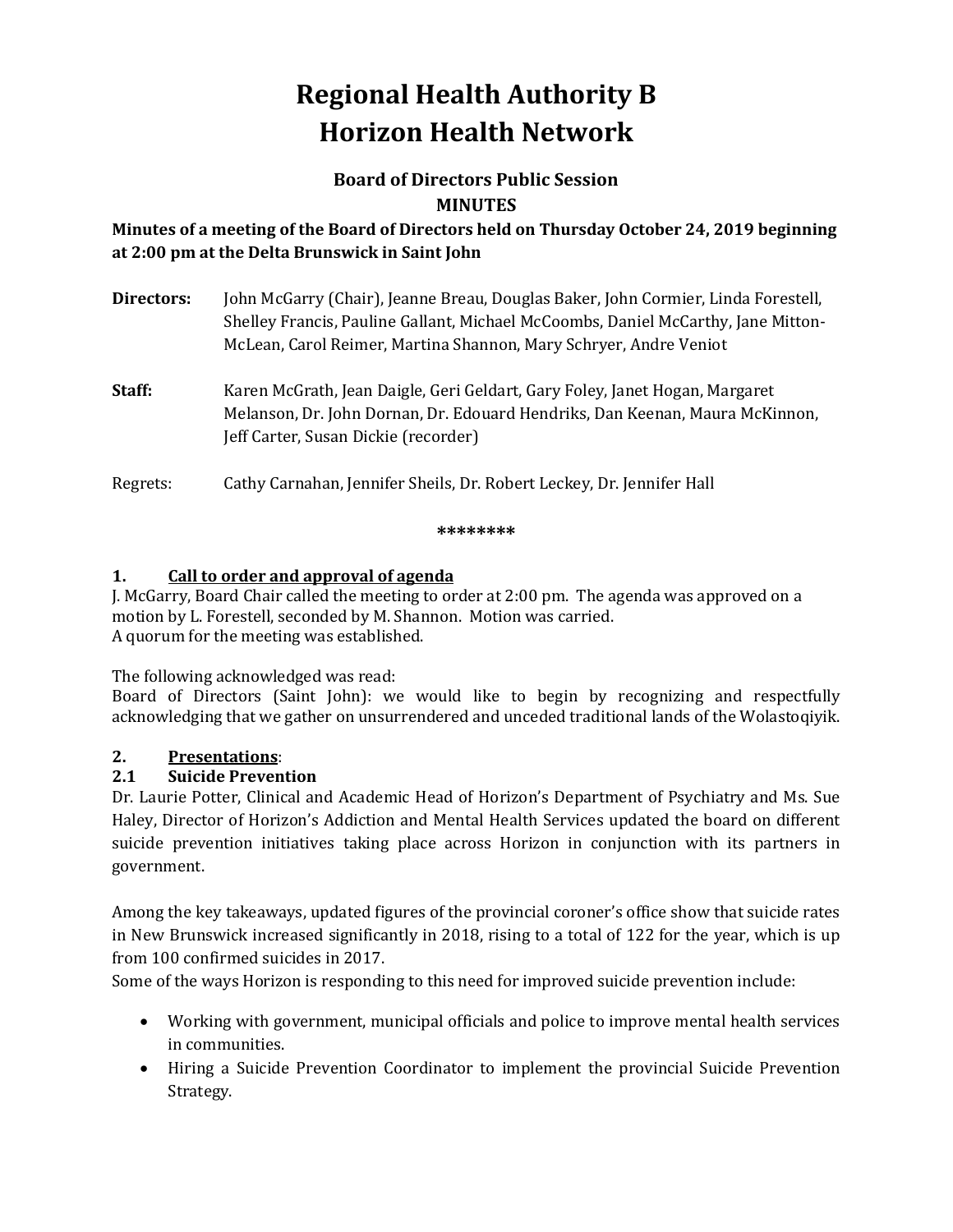# Regional Health Authority B
# Horizon Health Network

## Board of Directors Public Session
## MINUTES

**Minutes of a meeting of the Board of Directors held on Thursday October 24, 2019 beginning at 2:00 pm at the Delta Brunswick in Saint John**

**Directors:** John McGarry (Chair), Jeanne Breau, Douglas Baker, John Cormier, Linda Forestell, Shelley Francis, Pauline Gallant, Michael McCoombs, Daniel McCarthy, Jane Mitton-McLean, Carol Reimer, Martina Shannon, Mary Schryer, Andre Veniot

**Staff:** Karen McGrath, Jean Daigle, Geri Geldart, Gary Foley, Janet Hogan, Margaret Melanson, Dr. John Dornan, Dr. Edouard Hendriks, Dan Keenan, Maura McKinnon, Jeff Carter, Susan Dickie (recorder)

Regrets: Cathy Carnahan, Jennifer Sheils, Dr. Robert Leckey, Dr. Jennifer Hall

********

### 1. Call to order and approval of agenda

J. McGarry, Board Chair called the meeting to order at 2:00 pm. The agenda was approved on a motion by L. Forestell, seconded by M. Shannon. Motion was carried.
A quorum for the meeting was established.

The following acknowledged was read:
Board of Directors (Saint John): we would like to begin by recognizing and respectfully acknowledging that we gather on unsurrendered and unceded traditional lands of the Wolastoqiyik.

### 2. Presentations:

#### 2.1 Suicide Prevention

Dr. Laurie Potter, Clinical and Academic Head of Horizon's Department of Psychiatry and Ms. Sue Haley, Director of Horizon's Addiction and Mental Health Services updated the board on different suicide prevention initiatives taking place across Horizon in conjunction with its partners in government.

Among the key takeaways, updated figures of the provincial coroner's office show that suicide rates in New Brunswick increased significantly in 2018, rising to a total of 122 for the year, which is up from 100 confirmed suicides in 2017.
Some of the ways Horizon is responding to this need for improved suicide prevention include:

- Working with government, municipal officials and police to improve mental health services in communities.
- Hiring a Suicide Prevention Coordinator to implement the provincial Suicide Prevention Strategy.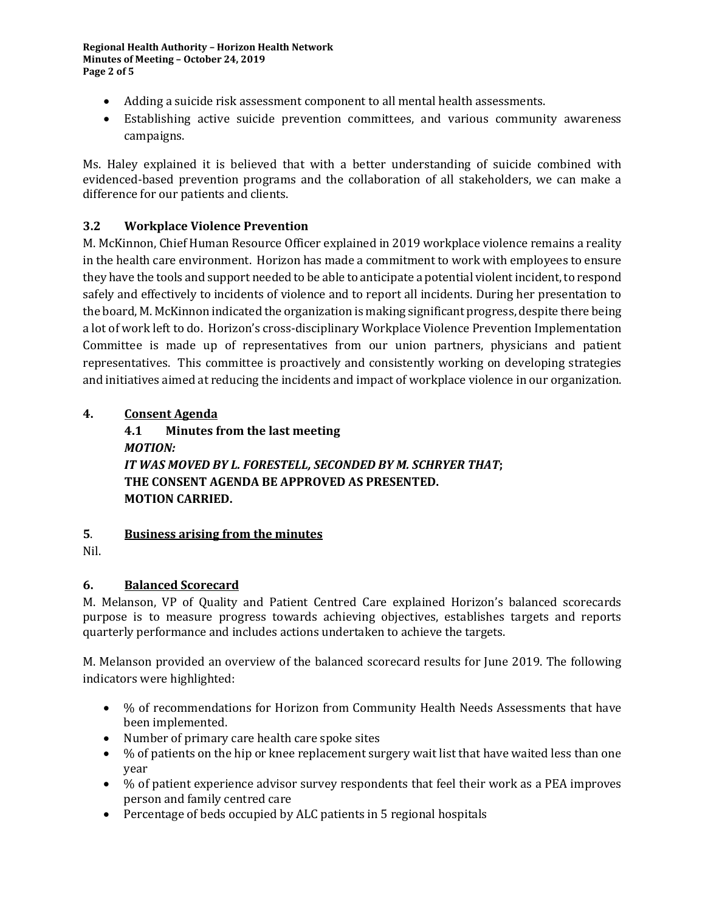- Adding a suicide risk assessment component to all mental health assessments.
- Establishing active suicide prevention committees, and various community awareness campaigns.

Ms. Haley explained it is believed that with a better understanding of suicide combined with evidenced-based prevention programs and the collaboration of all stakeholders, we can make a difference for our patients and clients.

### 3.2 Workplace Violence Prevention

M. McKinnon, Chief Human Resource Officer explained in 2019 workplace violence remains a reality in the health care environment. Horizon has made a commitment to work with employees to ensure they have the tools and support needed to be able to anticipate a potential violent incident, to respond safely and effectively to incidents of violence and to report all incidents. During her presentation to the board, M. McKinnon indicated the organization is making significant progress, despite there being a lot of work left to do. Horizon's cross-disciplinary Workplace Violence Prevention Implementation Committee is made up of representatives from our union partners, physicians and patient representatives. This committee is proactively and consistently working on developing strategies and initiatives aimed at reducing the incidents and impact of workplace violence in our organization.

## 4. Consent Agenda

### 4.1 Minutes from the last meeting

***MOTION:***
***IT WAS MOVED BY L. FORESTELL, SECONDED BY M. SCHRYER THAT*;**
**THE CONSENT AGENDA BE APPROVED AS PRESENTED.**
**MOTION CARRIED.**

## 5. Business arising from the minutes

Nil.

## 6. Balanced Scorecard

M. Melanson, VP of Quality and Patient Centred Care explained Horizon's balanced scorecards purpose is to measure progress towards achieving objectives, establishes targets and reports quarterly performance and includes actions undertaken to achieve the targets.

M. Melanson provided an overview of the balanced scorecard results for June 2019. The following indicators were highlighted:

- % of recommendations for Horizon from Community Health Needs Assessments that have been implemented.
- Number of primary care health care spoke sites
- % of patients on the hip or knee replacement surgery wait list that have waited less than one year
- % of patient experience advisor survey respondents that feel their work as a PEA improves person and family centred care
- Percentage of beds occupied by ALC patients in 5 regional hospitals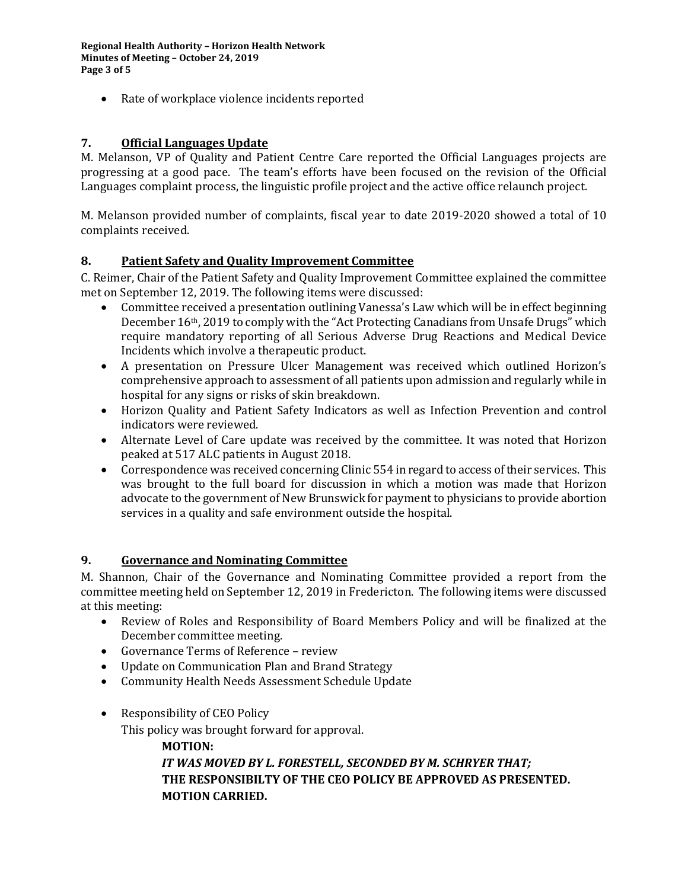- Rate of workplace violence incidents reported

## 7. Official Languages Update

M. Melanson, VP of Quality and Patient Centre Care reported the Official Languages projects are progressing at a good pace. The team's efforts have been focused on the revision of the Official Languages complaint process, the linguistic profile project and the active office relaunch project.

M. Melanson provided number of complaints, fiscal year to date 2019-2020 showed a total of 10 complaints received.

## 8. Patient Safety and Quality Improvement Committee

C. Reimer, Chair of the Patient Safety and Quality Improvement Committee explained the committee met on September 12, 2019. The following items were discussed:

- Committee received a presentation outlining Vanessa's Law which will be in effect beginning December 16th, 2019 to comply with the "Act Protecting Canadians from Unsafe Drugs" which require mandatory reporting of all Serious Adverse Drug Reactions and Medical Device Incidents which involve a therapeutic product.
- A presentation on Pressure Ulcer Management was received which outlined Horizon's comprehensive approach to assessment of all patients upon admission and regularly while in hospital for any signs or risks of skin breakdown.
- Horizon Quality and Patient Safety Indicators as well as Infection Prevention and control indicators were reviewed.
- Alternate Level of Care update was received by the committee. It was noted that Horizon peaked at 517 ALC patients in August 2018.
- Correspondence was received concerning Clinic 554 in regard to access of their services. This was brought to the full board for discussion in which a motion was made that Horizon advocate to the government of New Brunswick for payment to physicians to provide abortion services in a quality and safe environment outside the hospital.

## 9. Governance and Nominating Committee

M. Shannon, Chair of the Governance and Nominating Committee provided a report from the committee meeting held on September 12, 2019 in Fredericton. The following items were discussed at this meeting:

- Review of Roles and Responsibility of Board Members Policy and will be finalized at the December committee meeting.
- Governance Terms of Reference – review
- Update on Communication Plan and Brand Strategy
- Community Health Needs Assessment Schedule Update

- Responsibility of CEO Policy
  This policy was brought forward for approval.

  **MOTION:**
  ***IT WAS MOVED BY L. FORESTELL, SECONDED BY M. SCHRYER THAT;***
  **THE RESPONSIBILTY OF THE CEO POLICY BE APPROVED AS PRESENTED.**
  **MOTION CARRIED.**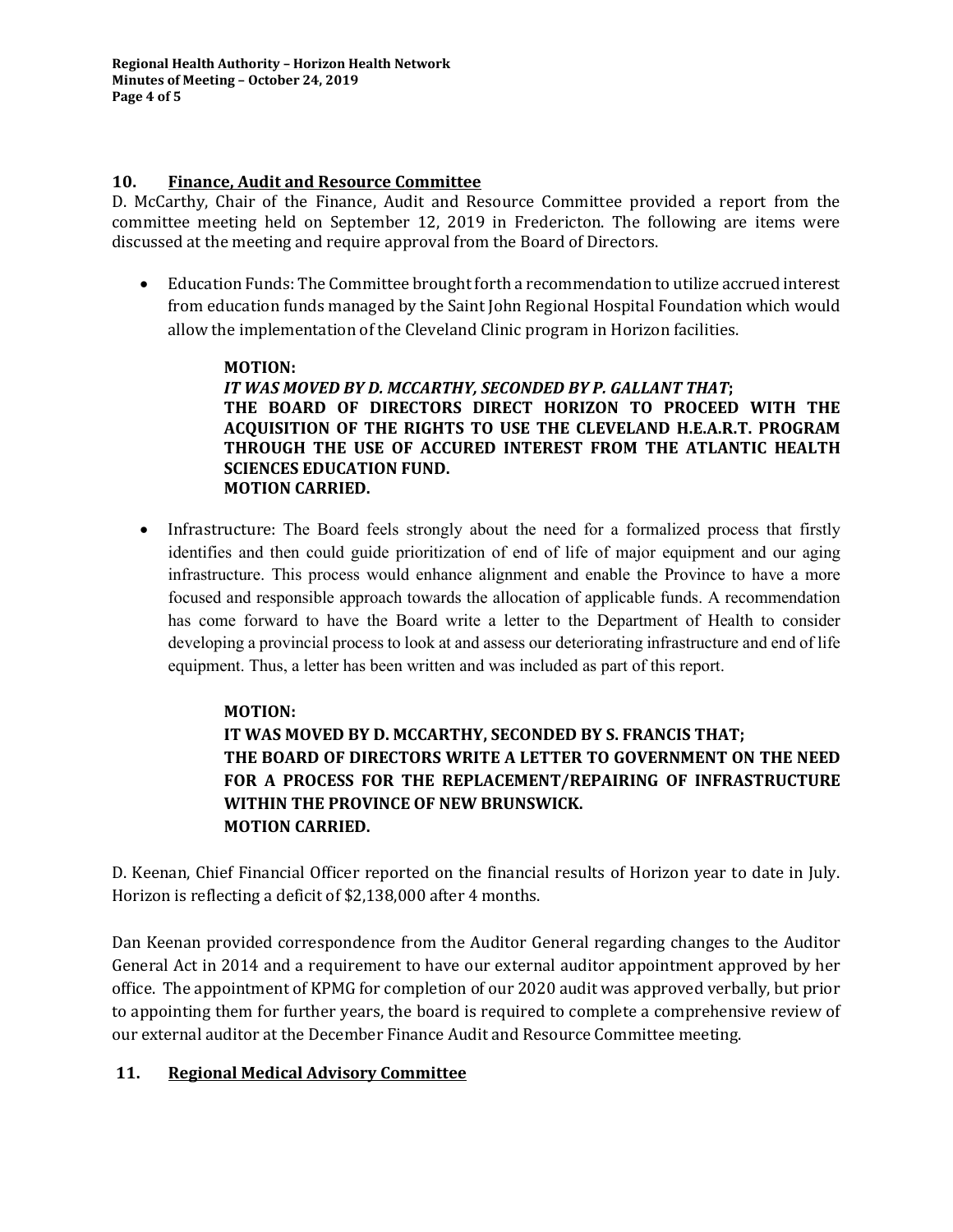## 10. Finance, Audit and Resource Committee

D. McCarthy, Chair of the Finance, Audit and Resource Committee provided a report from the committee meeting held on September 12, 2019 in Fredericton. The following are items were discussed at the meeting and require approval from the Board of Directors.

- Education Funds: The Committee brought forth a recommendation to utilize accrued interest from education funds managed by the Saint John Regional Hospital Foundation which would allow the implementation of the Cleveland Clinic program in Horizon facilities.

  > **MOTION:**
  > ***IT WAS MOVED BY D. MCCARTHY, SECONDED BY P. GALLANT THAT;***
  > **THE BOARD OF DIRECTORS DIRECT HORIZON TO PROCEED WITH THE ACQUISITION OF THE RIGHTS TO USE THE CLEVELAND H.E.A.R.T. PROGRAM THROUGH THE USE OF ACCURED INTEREST FROM THE ATLANTIC HEALTH SCIENCES EDUCATION FUND.**
  > **MOTION CARRIED.**

- Infrastructure: The Board feels strongly about the need for a formalized process that firstly identifies and then could guide prioritization of end of life of major equipment and our aging infrastructure. This process would enhance alignment and enable the Province to have a more focused and responsible approach towards the allocation of applicable funds. A recommendation has come forward to have the Board write a letter to the Department of Health to consider developing a provincial process to look at and assess our deteriorating infrastructure and end of life equipment. Thus, a letter has been written and was included as part of this report.

  > **MOTION:**
  > **IT WAS MOVED BY D. MCCARTHY, SECONDED BY S. FRANCIS THAT;**
  > **THE BOARD OF DIRECTORS WRITE A LETTER TO GOVERNMENT ON THE NEED FOR A PROCESS FOR THE REPLACEMENT/REPAIRING OF INFRASTRUCTURE WITHIN THE PROVINCE OF NEW BRUNSWICK.**
  > **MOTION CARRIED.**

D. Keenan, Chief Financial Officer reported on the financial results of Horizon year to date in July. Horizon is reflecting a deficit of $2,138,000 after 4 months.

Dan Keenan provided correspondence from the Auditor General regarding changes to the Auditor General Act in 2014 and a requirement to have our external auditor appointment approved by her office. The appointment of KPMG for completion of our 2020 audit was approved verbally, but prior to appointing them for further years, the board is required to complete a comprehensive review of our external auditor at the December Finance Audit and Resource Committee meeting.

## 11. Regional Medical Advisory Committee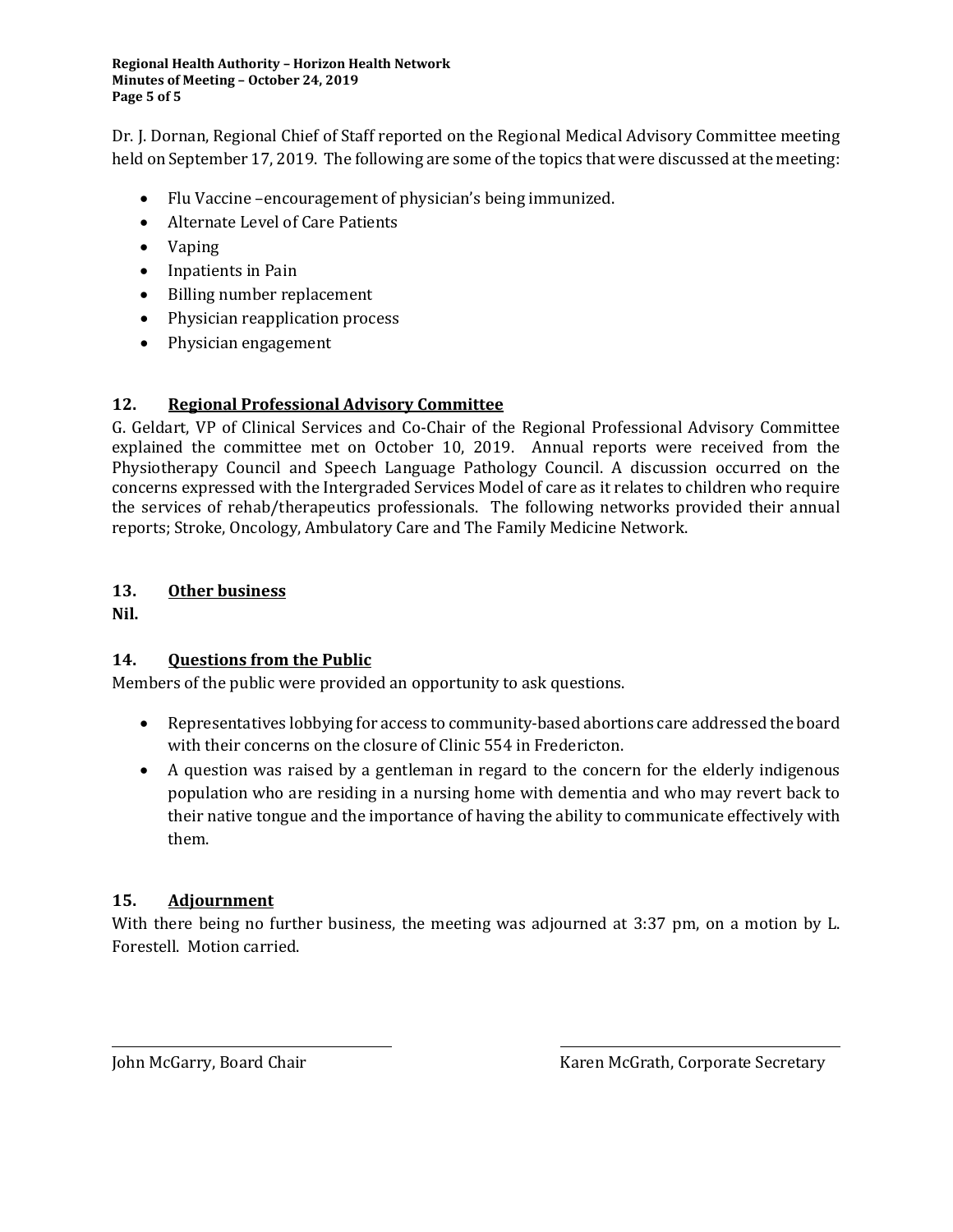Dr. J. Dornan, Regional Chief of Staff reported on the Regional Medical Advisory Committee meeting held on September 17, 2019. The following are some of the topics that were discussed at the meeting:

- Flu Vaccine –encouragement of physician's being immunized.
- Alternate Level of Care Patients
- Vaping
- Inpatients in Pain
- Billing number replacement
- Physician reapplication process
- Physician engagement

## 12. Regional Professional Advisory Committee

G. Geldart, VP of Clinical Services and Co-Chair of the Regional Professional Advisory Committee explained the committee met on October 10, 2019. Annual reports were received from the Physiotherapy Council and Speech Language Pathology Council. A discussion occurred on the concerns expressed with the Intergraded Services Model of care as it relates to children who require the services of rehab/therapeutics professionals. The following networks provided their annual reports; Stroke, Oncology, Ambulatory Care and The Family Medicine Network.

## 13. Other business

**Nil.**

## 14. Questions from the Public

Members of the public were provided an opportunity to ask questions.

- Representatives lobbying for access to community-based abortions care addressed the board with their concerns on the closure of Clinic 554 in Fredericton.
- A question was raised by a gentleman in regard to the concern for the elderly indigenous population who are residing in a nursing home with dementia and who may revert back to their native tongue and the importance of having the ability to communicate effectively with them.

## 15. Adjournment

With there being no further business, the meeting was adjourned at 3:37 pm, on a motion by L. Forestell. Motion carried.

John McGarry, Board Chair

Karen McGrath, Corporate Secretary